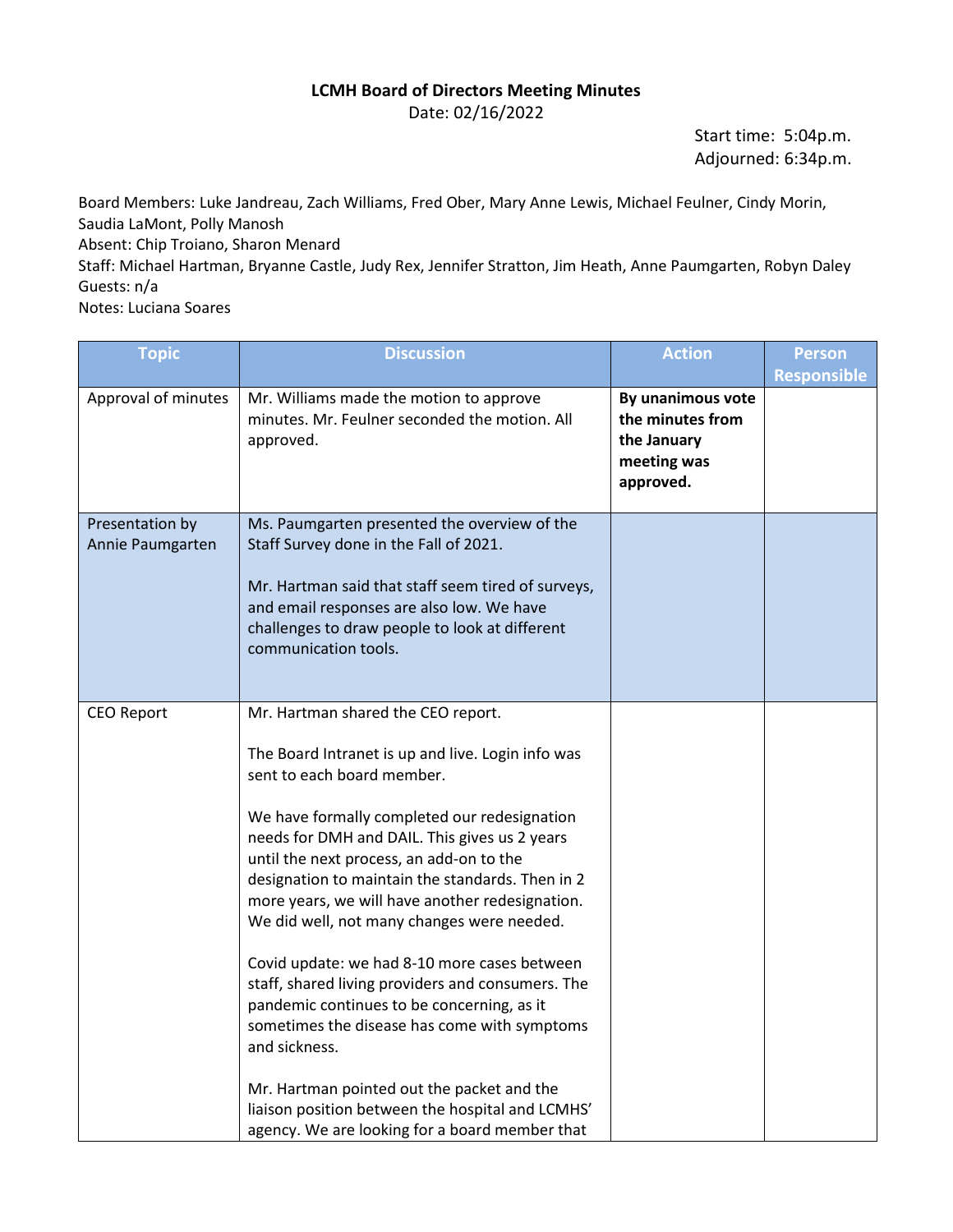**LCMH Board of Directors Meeting Minutes**

Date: 02/16/2022

Start time: 5:04p.m.
Adjourned: 6:34p.m.

Board Members: Luke Jandreau, Zach Williams, Fred Ober, Mary Anne Lewis, Michael Feulner, Cindy Morin, Saudia LaMont, Polly Manosh
Absent: Chip Troiano, Sharon Menard
Staff: Michael Hartman, Bryanne Castle, Judy Rex, Jennifer Stratton, Jim Heath, Anne Paumgarten, Robyn Daley
Guests: n/a
Notes: Luciana Soares

| Topic | Discussion | Action | Person Responsible |
| --- | --- | --- | --- |
| Approval of minutes | Mr. Williams made the motion to approve minutes. Mr. Feulner seconded the motion. All approved. | **By unanimous vote the minutes from the January meeting was approved.** | |
| Presentation by Annie Paumgarten | Ms. Paumgarten presented the overview of the Staff Survey done in the Fall of 2021.<br><br>Mr. Hartman said that staff seem tired of surveys, and email responses are also low. We have challenges to draw people to look at different communication tools. | | |
| CEO Report | Mr. Hartman shared the CEO report.<br><br>The Board Intranet is up and live. Login info was sent to each board member.<br><br>We have formally completed our redesignation needs for DMH and DAIL. This gives us 2 years until the next process, an add-on to the designation to maintain the standards. Then in 2 more years, we will have another redesignation. We did well, not many changes were needed.<br><br>Covid update: we had 8-10 more cases between staff, shared living providers and consumers. The pandemic continues to be concerning, as it sometimes the disease has come with symptoms and sickness.<br><br>Mr. Hartman pointed out the packet and the liaison position between the hospital and LCMHS' agency. We are looking for a board member that | | |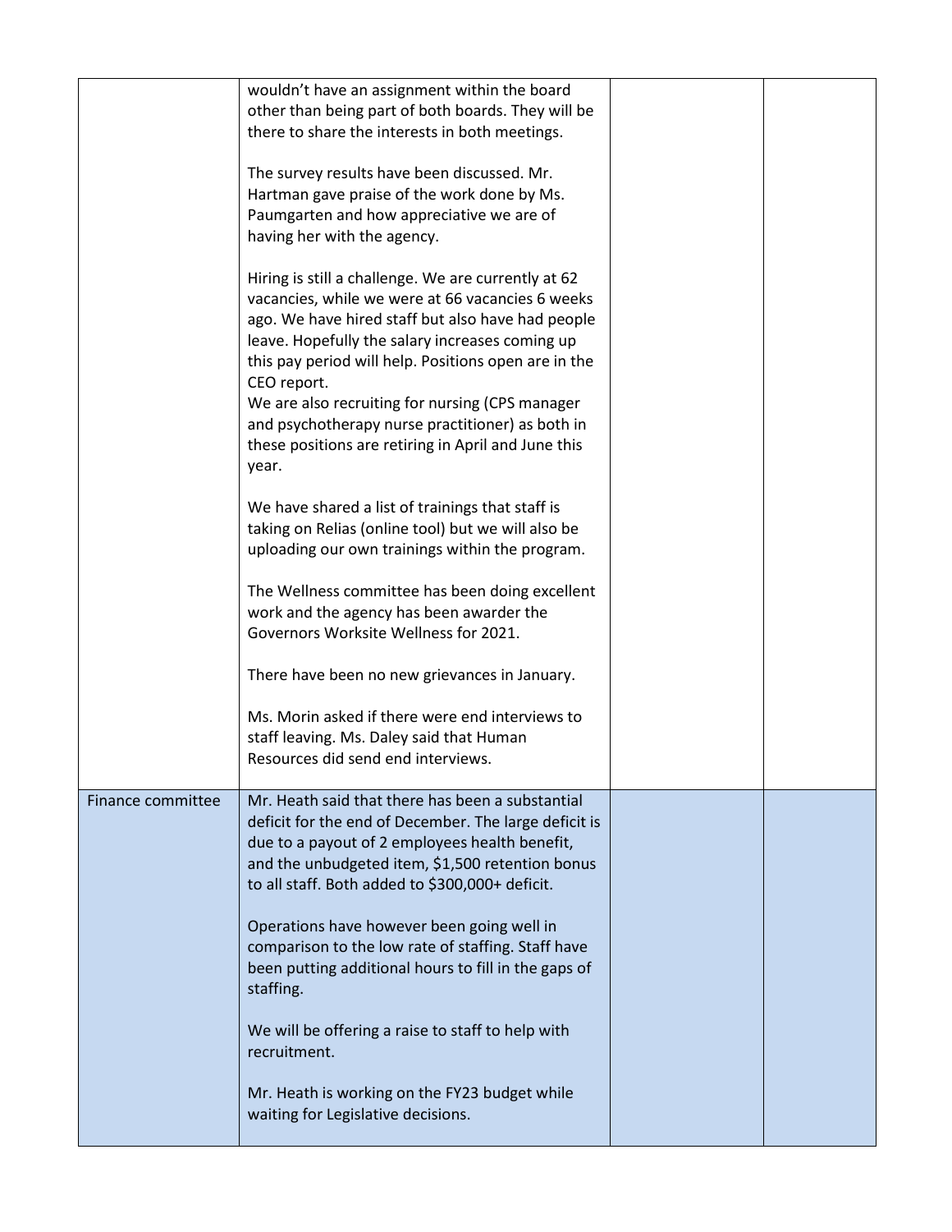| | | | |
|---|---|---|---|
| | wouldn't have an assignment within the board other than being part of both boards. They will be there to share the interests in both meetings.<br><br>The survey results have been discussed. Mr. Hartman gave praise of the work done by Ms. Paumgarten and how appreciative we are of having her with the agency.<br><br>Hiring is still a challenge. We are currently at 62 vacancies, while we were at 66 vacancies 6 weeks ago. We have hired staff but also have had people leave. Hopefully the salary increases coming up this pay period will help. Positions open are in the CEO report.<br>We are also recruiting for nursing (CPS manager and psychotherapy nurse practitioner) as both in these positions are retiring in April and June this year.<br><br>We have shared a list of trainings that staff is taking on Relias (online tool) but we will also be uploading our own trainings within the program.<br><br>The Wellness committee has been doing excellent work and the agency has been awarder the Governors Worksite Wellness for 2021.<br><br>There have been no new grievances in January.<br><br>Ms. Morin asked if there were end interviews to staff leaving. Ms. Daley said that Human Resources did send end interviews. | | |
| Finance committee | Mr. Heath said that there has been a substantial deficit for the end of December. The large deficit is due to a payout of 2 employees health benefit, and the unbudgeted item, $1,500 retention bonus to all staff. Both added to $300,000+ deficit.<br><br>Operations have however been going well in comparison to the low rate of staffing. Staff have been putting additional hours to fill in the gaps of staffing.<br><br>We will be offering a raise to staff to help with recruitment.<br><br>Mr. Heath is working on the FY23 budget while waiting for Legislative decisions. | | |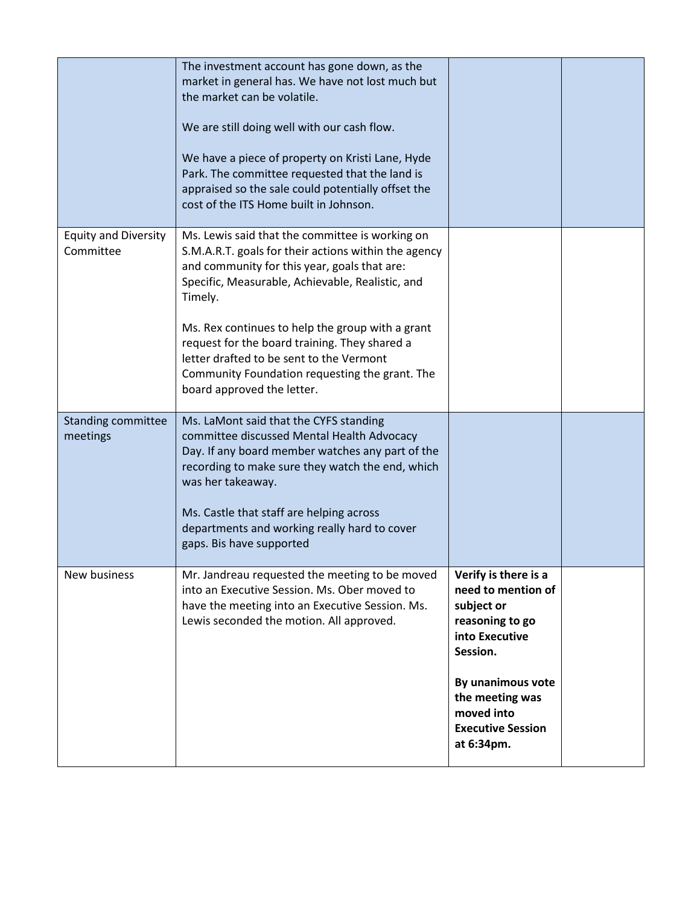| | | | |
|---|---|---|---|
| | The investment account has gone down, as the market in general has. We have not lost much but the market can be volatile.<br><br>We are still doing well with our cash flow.<br><br>We have a piece of property on Kristi Lane, Hyde Park. The committee requested that the land is appraised so the sale could potentially offset the cost of the ITS Home built in Johnson. | | |
| Equity and Diversity Committee | Ms. Lewis said that the committee is working on S.M.A.R.T. goals for their actions within the agency and community for this year, goals that are: Specific, Measurable, Achievable, Realistic, and Timely.<br><br>Ms. Rex continues to help the group with a grant request for the board training. They shared a letter drafted to be sent to the Vermont Community Foundation requesting the grant. The board approved the letter. | | |
| Standing committee meetings | Ms. LaMont said that the CYFS standing committee discussed Mental Health Advocacy Day. If any board member watches any part of the recording to make sure they watch the end, which was her takeaway.<br><br>Ms. Castle that staff are helping across departments and working really hard to cover gaps. Bis have supported | | |
| New business | Mr. Jandreau requested the meeting to be moved into an Executive Session. Ms. Ober moved to have the meeting into an Executive Session. Ms. Lewis seconded the motion. All approved. | **Verify is there is a need to mention of subject or reasoning to go into Executive Session.**<br><br>**By unanimous vote the meeting was moved into Executive Session at 6:34pm.** | |